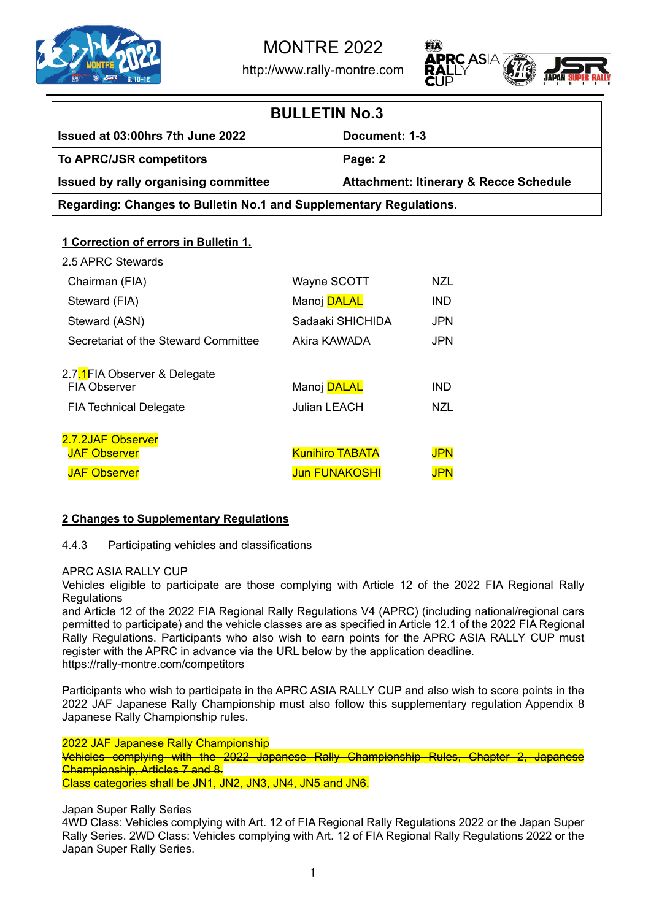MONTRE 2022

http://www.rally-montre.com

| BULLETIN No.3 | |
|---|---|
| **Issued at 03:00hrs 7th June 2022** | **Document: 1-3** |
| **To APRC/JSR competitors** | **Page: 2** |
| **Issued by rally organising committee** | **Attachment: Itinerary & Recce Schedule** |
| **Regarding: Changes to Bulletin No.1 and Supplementary Regulations.** | |

## 1 Correction of errors in Bulletin 1.

2.5 APRC Stewards

| | | |
|---|---|---|
| Chairman (FIA) | Wayne SCOTT | NZL |
| Steward (FIA) | Manoj DALAL | IND |
| Steward (ASN) | Sadaaki SHICHIDA | JPN |
| Secretariat of the Steward Committee | Akira KAWADA | JPN |

2.7.1FIA Observer & Delegate

| | | |
|---|---|---|
| FIA Observer | Manoj DALAL | IND |
| FIA Technical Delegate | Julian LEACH | NZL |

2.7.2JAF Observer

| | | |
|---|---|---|
| JAF Observer | Kunihiro TABATA | JPN |
| JAF Observer | Jun FUNAKOSHI | JPN |

## 2 Changes to Supplementary Regulations

4.4.3 Participating vehicles and classifications

APRC ASIA RALLY CUP
Vehicles eligible to participate are those complying with Article 12 of the 2022 FIA Regional Rally Regulations
and Article 12 of the 2022 FIA Regional Rally Regulations V4 (APRC) (including national/regional cars permitted to participate) and the vehicle classes are as specified in Article 12.1 of the 2022 FIA Regional Rally Regulations. Participants who also wish to earn points for the APRC ASIA RALLY CUP must register with the APRC in advance via the URL below by the application deadline.
https://rally-montre.com/competitors

Participants who wish to participate in the APRC ASIA RALLY CUP and also wish to score points in the 2022 JAF Japanese Rally Championship must also follow this supplementary regulation Appendix 8 Japanese Rally Championship rules.

~~2022 JAF Japanese Rally Championship~~
~~Vehicles complying with the 2022 Japanese Rally Championship Rules, Chapter 2, Japanese Championship, Articles 7 and 8.~~
~~Class categories shall be JN1, JN2, JN3, JN4, JN5 and JN6.~~

Japan Super Rally Series
4WD Class: Vehicles complying with Art. 12 of FIA Regional Rally Regulations 2022 or the Japan Super Rally Series. 2WD Class: Vehicles complying with Art. 12 of FIA Regional Rally Regulations 2022 or the Japan Super Rally Series.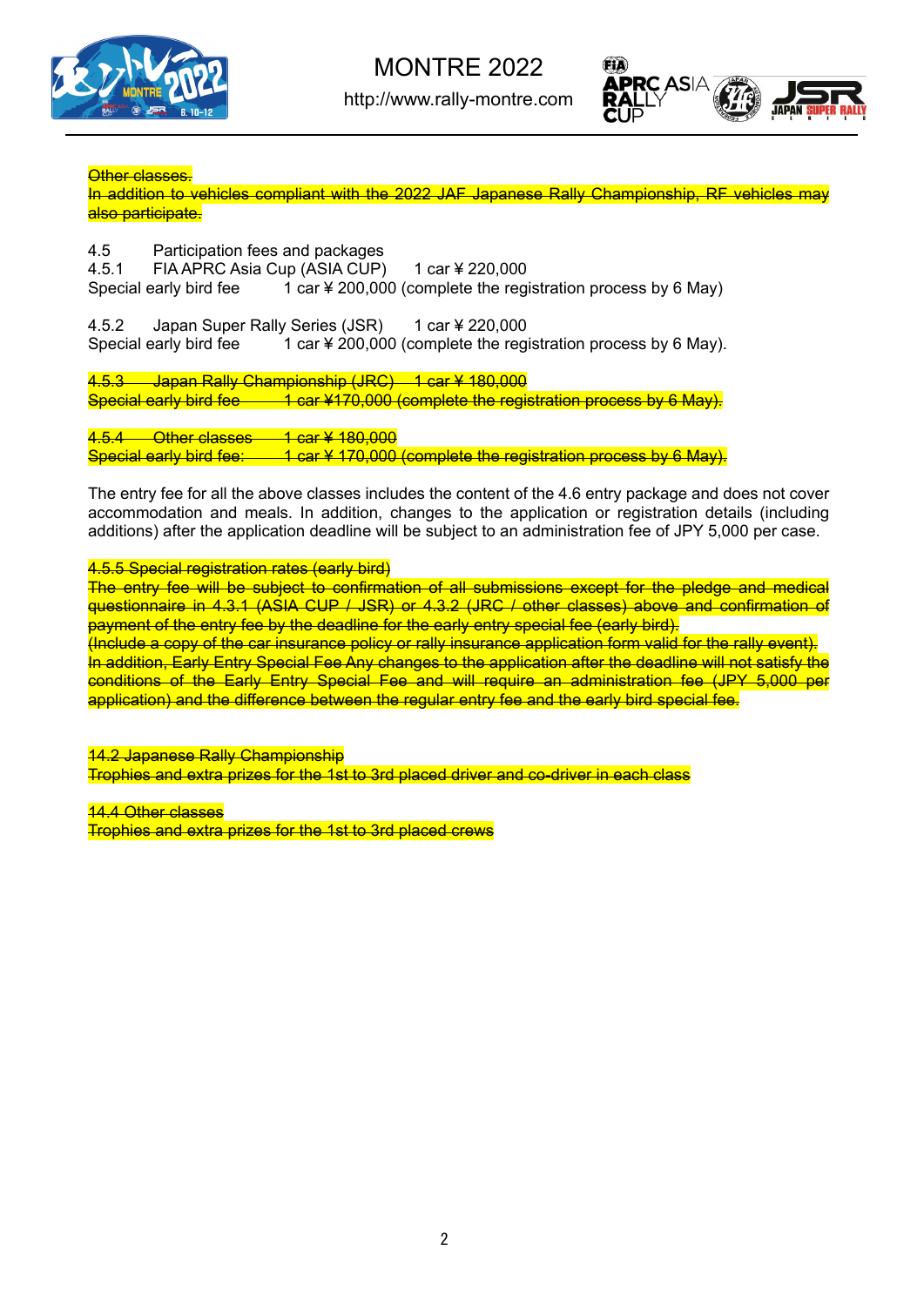~~Other classes.~~
~~In addition to vehicles compliant with the 2022 JAF Japanese Rally Championship, RF vehicles may also participate.~~

4.5 Participation fees and packages
4.5.1 FIA APRC Asia Cup (ASIA CUP) 1 car ¥ 220,000
Special early bird fee 1 car ¥ 200,000 (complete the registration process by 6 May)

4.5.2 Japan Super Rally Series (JSR) 1 car ¥ 220,000
Special early bird fee 1 car ¥ 200,000 (complete the registration process by 6 May).

~~4.5.3 Japan Rally Championship (JRC) 1 car ¥ 180,000~~
~~Special early bird fee 1 car ¥170,000 (complete the registration process by 6 May).~~

~~4.5.4 Other classes 1 car ¥ 180,000~~
~~Special early bird fee: 1 car ¥ 170,000 (complete the registration process by 6 May).~~

The entry fee for all the above classes includes the content of the 4.6 entry package and does not cover accommodation and meals. In addition, changes to the application or registration details (including additions) after the application deadline will be subject to an administration fee of JPY 5,000 per case.

~~4.5.5 Special registration rates (early bird)~~
~~The entry fee will be subject to confirmation of all submissions except for the pledge and medical questionnaire in 4.3.1 (ASIA CUP / JSR) or 4.3.2 (JRC / other classes) above and confirmation of payment of the entry fee by the deadline for the early entry special fee (early bird).~~
~~(Include a copy of the car insurance policy or rally insurance application form valid for the rally event).~~
~~In addition, Early Entry Special Fee Any changes to the application after the deadline will not satisfy the conditions of the Early Entry Special Fee and will require an administration fee (JPY 5,000 per application) and the difference between the regular entry fee and the early bird special fee.~~

~~14.2 Japanese Rally Championship~~
~~Trophies and extra prizes for the 1st to 3rd placed driver and co-driver in each class~~

~~14.4 Other classes~~
~~Trophies and extra prizes for the 1st to 3rd placed crews~~